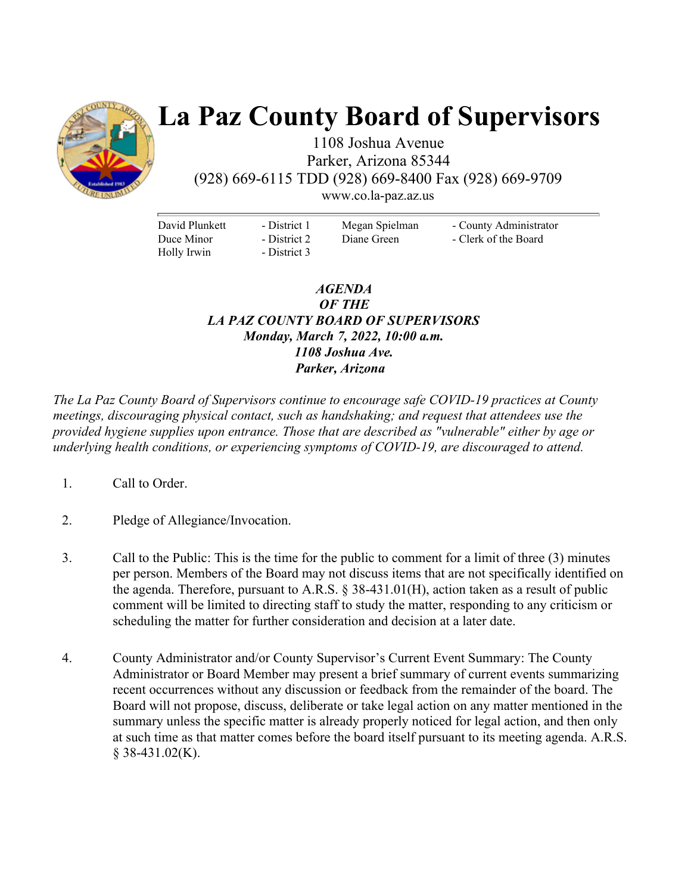# La Paz County Board of Supervisors

1108 Joshua Avenue
Parker, Arizona 85344
(928) 669-6115 TDD (928) 669-8400 Fax (928) 669-9709
www.co.la-paz.az.us

| | | | |
|---|---|---|---|
| David Plunkett | - District 1 | Megan Spielman | - County Administrator |
| Duce Minor | - District 2 | Diane Green | - Clerk of the Board |
| Holly Irwin | - District 3 | | |

***AGENDA***
***OF THE***
***LA PAZ COUNTY BOARD OF SUPERVISORS***
***Monday, March 7, 2022, 10:00 a.m.***
***1108 Joshua Ave.***
***Parker, Arizona***

*The La Paz County Board of Supervisors continue to encourage safe COVID-19 practices at County meetings, discouraging physical contact, such as handshaking; and request that attendees use the provided hygiene supplies upon entrance. Those that are described as "vulnerable" either by age or underlying health conditions, or experiencing symptoms of COVID-19, are discouraged to attend.*

1. Call to Order.

2. Pledge of Allegiance/Invocation.

3. Call to the Public: This is the time for the public to comment for a limit of three (3) minutes per person. Members of the Board may not discuss items that are not specifically identified on the agenda. Therefore, pursuant to A.R.S. § 38-431.01(H), action taken as a result of public comment will be limited to directing staff to study the matter, responding to any criticism or scheduling the matter for further consideration and decision at a later date.

4. County Administrator and/or County Supervisor's Current Event Summary: The County Administrator or Board Member may present a brief summary of current events summarizing recent occurrences without any discussion or feedback from the remainder of the board. The Board will not propose, discuss, deliberate or take legal action on any matter mentioned in the summary unless the specific matter is already properly noticed for legal action, and then only at such time as that matter comes before the board itself pursuant to its meeting agenda. A.R.S. § 38-431.02(K).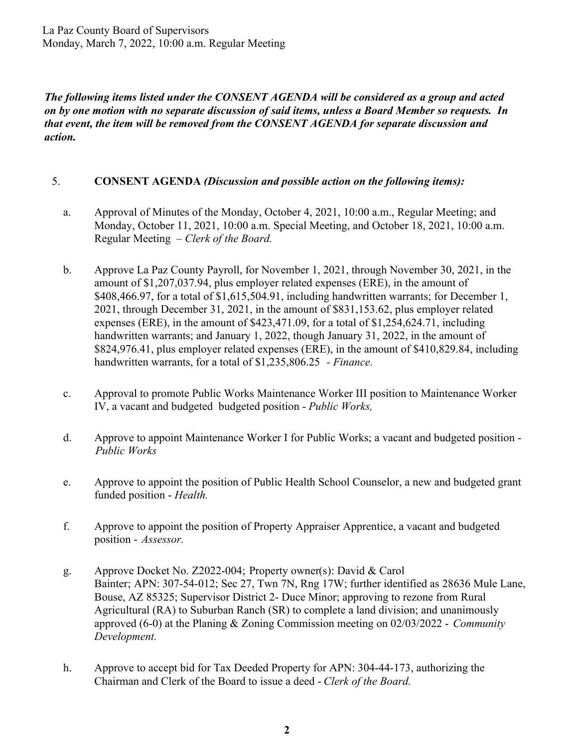The following items listed under the CONSENT AGENDA will be considered as a group and acted on by one motion with no separate discussion of said items, unless a Board Member so requests. In that event, the item will be removed from the CONSENT AGENDA for separate discussion and action.

5. **CONSENT AGENDA** ***(Discussion and possible action on the following items):***

   a. Approval of Minutes of the Monday, October 4, 2021, 10:00 a.m., Regular Meeting; and Monday, October 11, 2021, 10:00 a.m. Special Meeting, and October 18, 2021, 10:00 a.m. Regular Meeting – *Clerk of the Board.*

   b. Approve La Paz County Payroll, for November 1, 2021, through November 30, 2021, in the amount of $1,207,037.94, plus employer related expenses (ERE), in the amount of $408,466.97, for a total of $1,615,504.91, including handwritten warrants; for December 1, 2021, through December 31, 2021, in the amount of $831,153.62, plus employer related expenses (ERE), in the amount of $423,471.09, for a total of $1,254,624.71, including handwritten warrants; and January 1, 2022, though January 31, 2022, in the amount of $824,976.41, plus employer related expenses (ERE), in the amount of $410,829.84, including handwritten warrants, for a total of $1,235,806.25 - *Finance.*

   c. Approval to promote Public Works Maintenance Worker III position to Maintenance Worker IV, a vacant and budgeted budgeted position - *Public Works,*

   d. Approve to appoint Maintenance Worker I for Public Works; a vacant and budgeted position - *Public Works*

   e. Approve to appoint the position of Public Health School Counselor, a new and budgeted grant funded position - *Health.*

   f. Approve to appoint the position of Property Appraiser Apprentice, a vacant and budgeted position - *Assessor.*

   g. Approve Docket No. Z2022-004; Property owner(s): David & Carol Bainter; APN: 307-54-012; Sec 27, Twn 7N, Rng 17W; further identified as 28636 Mule Lane, Bouse, AZ 85325; Supervisor District 2- Duce Minor; approving to rezone from Rural Agricultural (RA) to Suburban Ranch (SR) to complete a land division; and unanimously approved (6-0) at the Planing & Zoning Commission meeting on 02/03/2022 - *Community Development.*

   h. Approve to accept bid for Tax Deeded Property for APN: 304-44-173, authorizing the Chairman and Clerk of the Board to issue a deed - *Clerk of the Board.*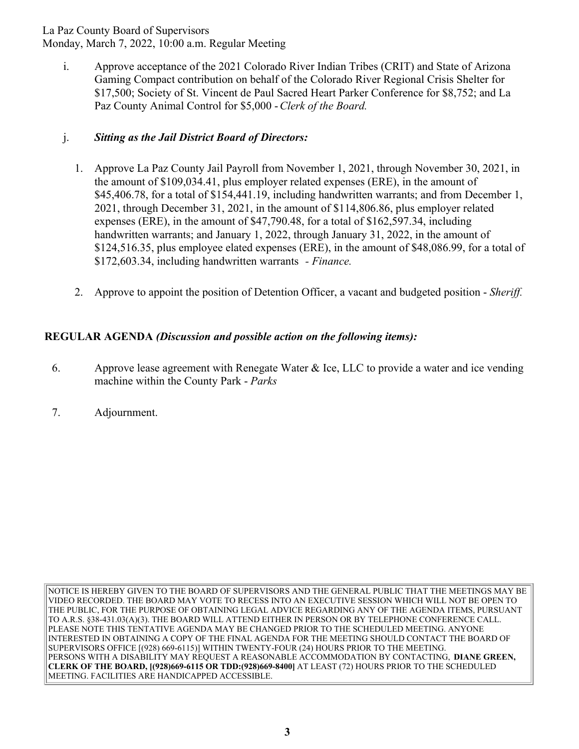i. Approve acceptance of the 2021 Colorado River Indian Tribes (CRIT) and State of Arizona Gaming Compact contribution on behalf of the Colorado River Regional Crisis Shelter for $17,500; Society of St. Vincent de Paul Sacred Heart Parker Conference for $8,752; and La Paz County Animal Control for $5,000 - *Clerk of the Board.*

j. ***Sitting as the Jail District Board of Directors:***

1. Approve La Paz County Jail Payroll from November 1, 2021, through November 30, 2021, in the amount of $109,034.41, plus employer related expenses (ERE), in the amount of $45,406.78, for a total of $154,441.19, including handwritten warrants; and from December 1, 2021, through December 31, 2021, in the amount of $114,806.86, plus employer related expenses (ERE), in the amount of $47,790.48, for a total of $162,597.34, including handwritten warrants; and January 1, 2022, through January 31, 2022, in the amount of $124,516.35, plus employee elated expenses (ERE), in the amount of $48,086.99, for a total of $172,603.34, including handwritten warrants - *Finance.*

2. Approve to appoint the position of Detention Officer, a vacant and budgeted position - *Sheriff.*

**REGULAR AGENDA** ***(Discussion and possible action on the following items):***

6. Approve lease agreement with Renegate Water & Ice, LLC to provide a water and ice vending machine within the County Park - *Parks*

7. Adjournment.

NOTICE IS HEREBY GIVEN TO THE BOARD OF SUPERVISORS AND THE GENERAL PUBLIC THAT THE MEETINGS MAY BE VIDEO RECORDED. THE BOARD MAY VOTE TO RECESS INTO AN EXECUTIVE SESSION WHICH WILL NOT BE OPEN TO THE PUBLIC, FOR THE PURPOSE OF OBTAINING LEGAL ADVICE REGARDING ANY OF THE AGENDA ITEMS, PURSUANT TO A.R.S. §38-431.03(A)(3). THE BOARD WILL ATTEND EITHER IN PERSON OR BY TELEPHONE CONFERENCE CALL. PLEASE NOTE THIS TENTATIVE AGENDA MAY BE CHANGED PRIOR TO THE SCHEDULED MEETING. ANYONE INTERESTED IN OBTAINING A COPY OF THE FINAL AGENDA FOR THE MEETING SHOULD CONTACT THE BOARD OF SUPERVISORS OFFICE [(928) 669-6115)] WITHIN TWENTY-FOUR (24) HOURS PRIOR TO THE MEETING.
PERSONS WITH A DISABILITY MAY REQUEST A REASONABLE ACCOMMODATION BY CONTACTING, **DIANE GREEN, CLERK OF THE BOARD, [(928)669-6115 OR TDD:(928)669-8400]** AT LEAST (72) HOURS PRIOR TO THE SCHEDULED MEETING. FACILITIES ARE HANDICAPPED ACCESSIBLE.